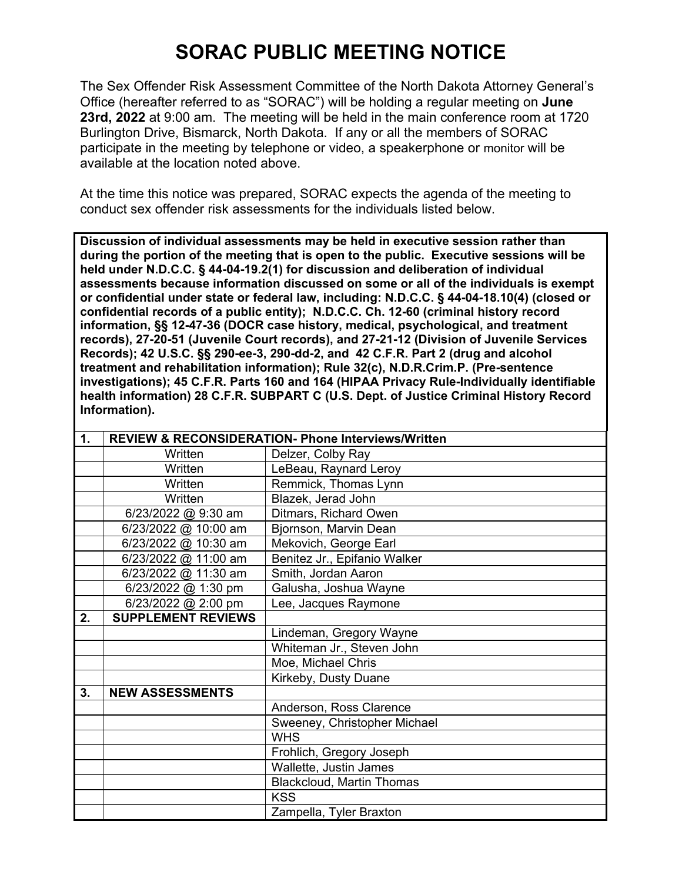# SORAC PUBLIC MEETING NOTICE

The Sex Offender Risk Assessment Committee of the North Dakota Attorney General's Office (hereafter referred to as "SORAC") will be holding a regular meeting on **June 23rd, 2022** at 9:00 am. The meeting will be held in the main conference room at 1720 Burlington Drive, Bismarck, North Dakota. If any or all the members of SORAC participate in the meeting by telephone or video, a speakerphone or monitor will be available at the location noted above.

At the time this notice was prepared, SORAC expects the agenda of the meeting to conduct sex offender risk assessments for the individuals listed below.

**Discussion of individual assessments may be held in executive session rather than during the portion of the meeting that is open to the public. Executive sessions will be held under N.D.C.C. § 44-04-19.2(1) for discussion and deliberation of individual assessments because information discussed on some or all of the individuals is exempt or confidential under state or federal law, including: N.D.C.C. § 44-04-18.10(4) (closed or confidential records of a public entity); N.D.C.C. Ch. 12-60 (criminal history record information, §§ 12-47-36 (DOCR case history, medical, psychological, and treatment records), 27-20-51 (Juvenile Court records), and 27-21-12 (Division of Juvenile Services Records); 42 U.S.C. §§ 290-ee-3, 290-dd-2, and 42 C.F.R. Part 2 (drug and alcohol treatment and rehabilitation information); Rule 32(c), N.D.R.Crim.P. (Pre-sentence investigations); 45 C.F.R. Parts 160 and 164 (HIPAA Privacy Rule-Individually identifiable health information) 28 C.F.R. SUBPART C (U.S. Dept. of Justice Criminal History Record Information).**

| 1. | **REVIEW & RECONSIDERATION- Phone Interviews/Written** | |
|---|---|---|
| | Written | Delzer, Colby Ray |
| | Written | LeBeau, Raynard Leroy |
| | Written | Remmick, Thomas Lynn |
| | Written | Blazek, Jerad John |
| | 6/23/2022 @ 9:30 am | Ditmars, Richard Owen |
| | 6/23/2022 @ 10:00 am | Bjornson, Marvin Dean |
| | 6/23/2022 @ 10:30 am | Mekovich, George Earl |
| | 6/23/2022 @ 11:00 am | Benitez Jr., Epifanio Walker |
| | 6/23/2022 @ 11:30 am | Smith, Jordan Aaron |
| | 6/23/2022 @ 1:30 pm | Galusha, Joshua Wayne |
| | 6/23/2022 @ 2:00 pm | Lee, Jacques Raymone |
| **2.** | **SUPPLEMENT REVIEWS** | |
| | | Lindeman, Gregory Wayne |
| | | Whiteman Jr., Steven John |
| | | Moe, Michael Chris |
| | | Kirkeby, Dusty Duane |
| **3.** | **NEW ASSESSMENTS** | |
| | | Anderson, Ross Clarence |
| | | Sweeney, Christopher Michael |
| | | WHS |
| | | Frohlich, Gregory Joseph |
| | | Wallette, Justin James |
| | | Blackcloud, Martin Thomas |
| | | KSS |
| | | Zampella, Tyler Braxton |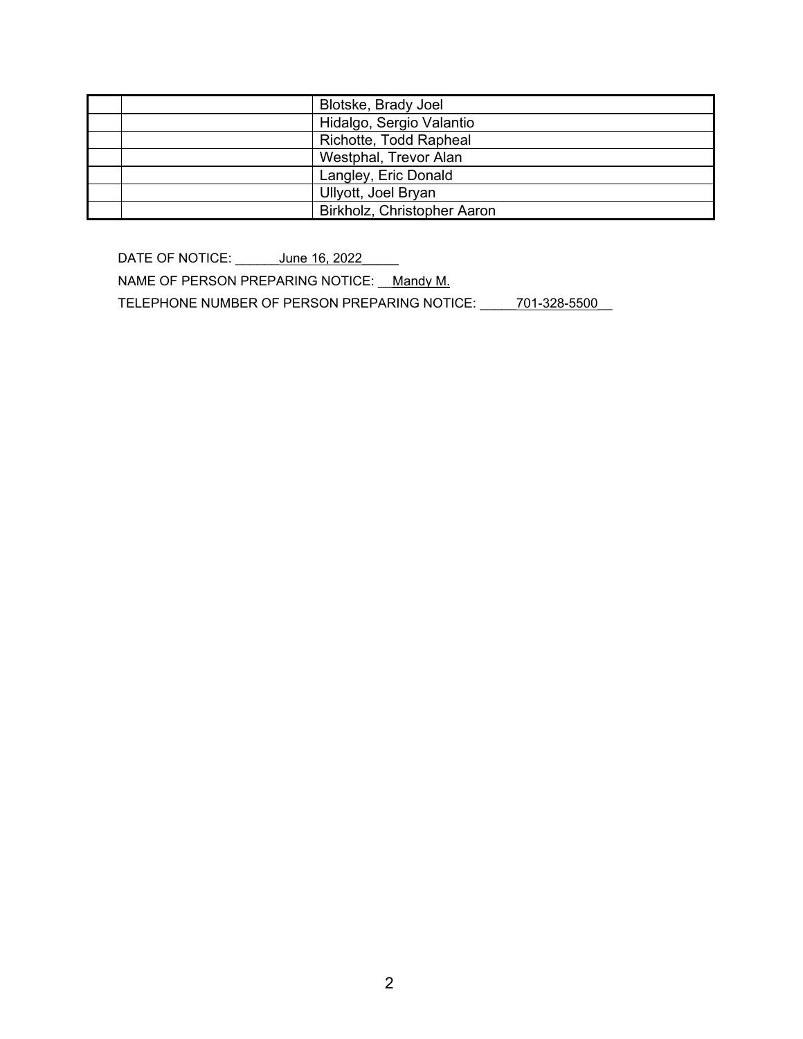| | | |
|---|---|---|
| | | Blotske, Brady Joel |
| | | Hidalgo, Sergio Valantio |
| | | Richotte, Todd Rapheal |
| | | Westphal, Trevor Alan |
| | | Langley, Eric Donald |
| | | Ullyott, Joel Bryan |
| | | Birkholz, Christopher Aaron |

DATE OF NOTICE: June 16, 2022

NAME OF PERSON PREPARING NOTICE: Mandy M.

TELEPHONE NUMBER OF PERSON PREPARING NOTICE: 701-328-5500